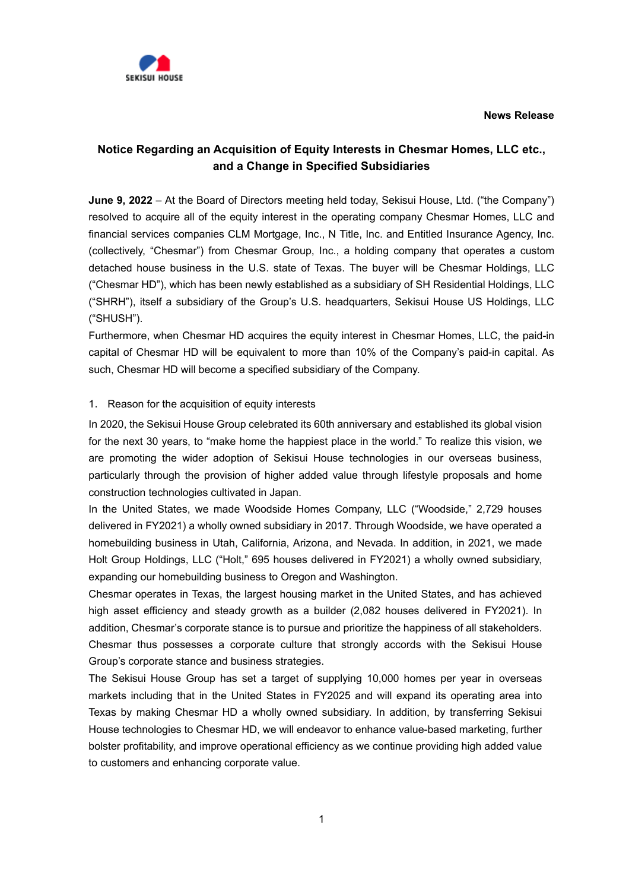**News Release**

# Notice Regarding an Acquisition of Equity Interests in Chesmar Homes, LLC etc., and a Change in Specified Subsidiaries

**June 9, 2022** – At the Board of Directors meeting held today, Sekisui House, Ltd. ("the Company") resolved to acquire all of the equity interest in the operating company Chesmar Homes, LLC and financial services companies CLM Mortgage, Inc., N Title, Inc. and Entitled Insurance Agency, Inc. (collectively, "Chesmar") from Chesmar Group, Inc., a holding company that operates a custom detached house business in the U.S. state of Texas. The buyer will be Chesmar Holdings, LLC ("Chesmar HD"), which has been newly established as a subsidiary of SH Residential Holdings, LLC ("SHRH"), itself a subsidiary of the Group's U.S. headquarters, Sekisui House US Holdings, LLC ("SHUSH").

Furthermore, when Chesmar HD acquires the equity interest in Chesmar Homes, LLC, the paid-in capital of Chesmar HD will be equivalent to more than 10% of the Company's paid-in capital. As such, Chesmar HD will become a specified subsidiary of the Company.

1. Reason for the acquisition of equity interests

In 2020, the Sekisui House Group celebrated its 60th anniversary and established its global vision for the next 30 years, to "make home the happiest place in the world." To realize this vision, we are promoting the wider adoption of Sekisui House technologies in our overseas business, particularly through the provision of higher added value through lifestyle proposals and home construction technologies cultivated in Japan.

In the United States, we made Woodside Homes Company, LLC ("Woodside," 2,729 houses delivered in FY2021) a wholly owned subsidiary in 2017. Through Woodside, we have operated a homebuilding business in Utah, California, Arizona, and Nevada. In addition, in 2021, we made Holt Group Holdings, LLC ("Holt," 695 houses delivered in FY2021) a wholly owned subsidiary, expanding our homebuilding business to Oregon and Washington.

Chesmar operates in Texas, the largest housing market in the United States, and has achieved high asset efficiency and steady growth as a builder (2,082 houses delivered in FY2021). In addition, Chesmar's corporate stance is to pursue and prioritize the happiness of all stakeholders. Chesmar thus possesses a corporate culture that strongly accords with the Sekisui House Group's corporate stance and business strategies.

The Sekisui House Group has set a target of supplying 10,000 homes per year in overseas markets including that in the United States in FY2025 and will expand its operating area into Texas by making Chesmar HD a wholly owned subsidiary. In addition, by transferring Sekisui House technologies to Chesmar HD, we will endeavor to enhance value-based marketing, further bolster profitability, and improve operational efficiency as we continue providing high added value to customers and enhancing corporate value.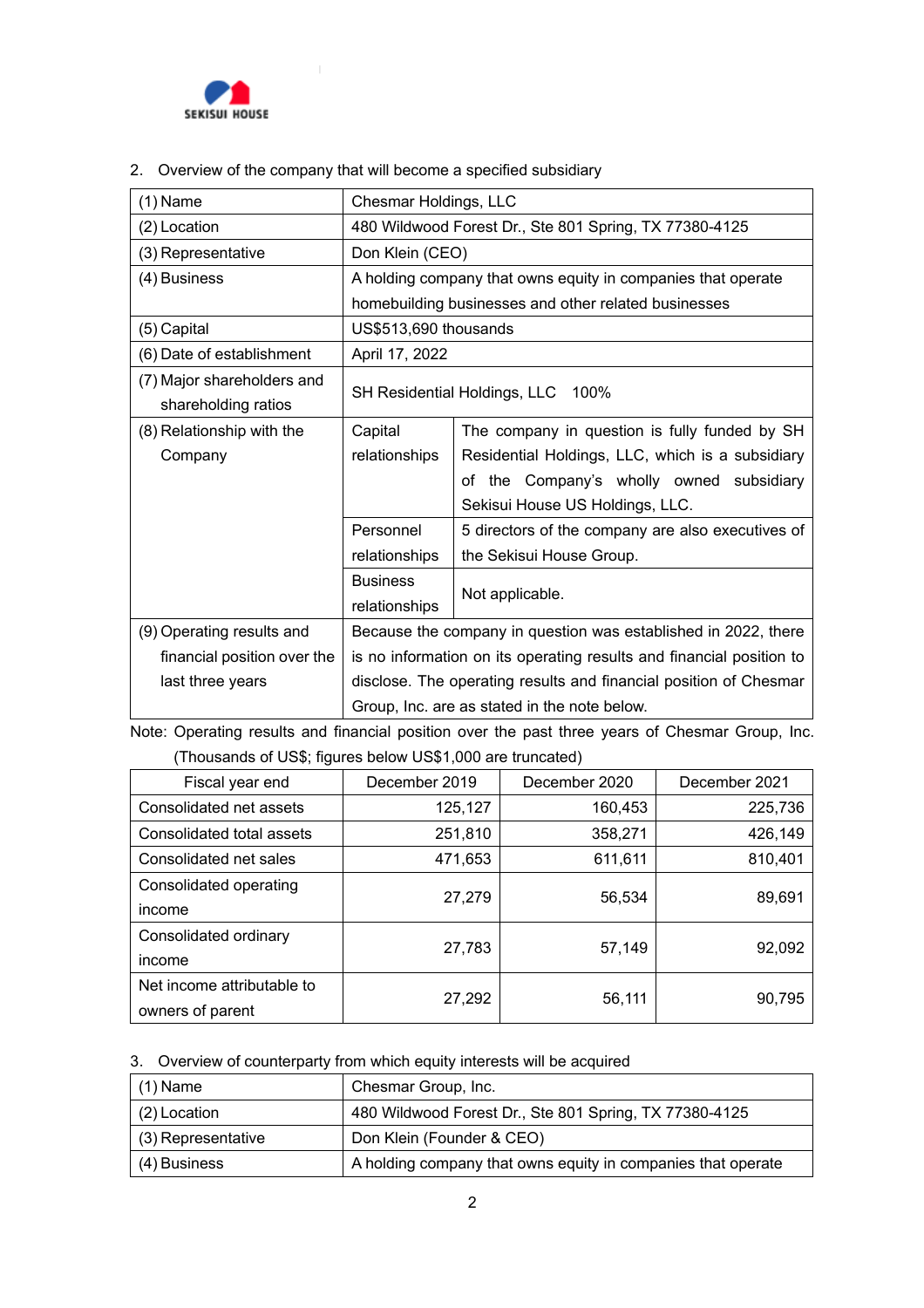2. Overview of the company that will become a specified subsidiary

| | | |
|---|---|---|
| (1) Name | Chesmar Holdings, LLC | |
| (2) Location | 480 Wildwood Forest Dr., Ste 801 Spring, TX 77380-4125 | |
| (3) Representative | Don Klein (CEO) | |
| (4) Business | A holding company that owns equity in companies that operate homebuilding businesses and other related businesses | |
| (5) Capital | US$513,690 thousands | |
| (6) Date of establishment | April 17, 2022 | |
| (7) Major shareholders and shareholding ratios | SH Residential Holdings, LLC 100% | |
| (8) Relationship with the Company | Capital relationships | The company in question is fully funded by SH Residential Holdings, LLC, which is a subsidiary of the Company's wholly owned subsidiary Sekisui House US Holdings, LLC. |
| | Personnel relationships | 5 directors of the company are also executives of the Sekisui House Group. |
| | Business relationships | Not applicable. |
| (9) Operating results and financial position over the last three years | Because the company in question was established in 2022, there is no information on its operating results and financial position to disclose. The operating results and financial position of Chesmar Group, Inc. are as stated in the note below. | |

Note: Operating results and financial position over the past three years of Chesmar Group, Inc.
(Thousands of US$; figures below US$1,000 are truncated)

| Fiscal year end | December 2019 | December 2020 | December 2021 |
|---|---|---|---|
| Consolidated net assets | 125,127 | 160,453 | 225,736 |
| Consolidated total assets | 251,810 | 358,271 | 426,149 |
| Consolidated net sales | 471,653 | 611,611 | 810,401 |
| Consolidated operating income | 27,279 | 56,534 | 89,691 |
| Consolidated ordinary income | 27,783 | 57,149 | 92,092 |
| Net income attributable to owners of parent | 27,292 | 56,111 | 90,795 |

3. Overview of counterparty from which equity interests will be acquired

| | |
|---|---|
| (1) Name | Chesmar Group, Inc. |
| (2) Location | 480 Wildwood Forest Dr., Ste 801 Spring, TX 77380-4125 |
| (3) Representative | Don Klein (Founder & CEO) |
| (4) Business | A holding company that owns equity in companies that operate |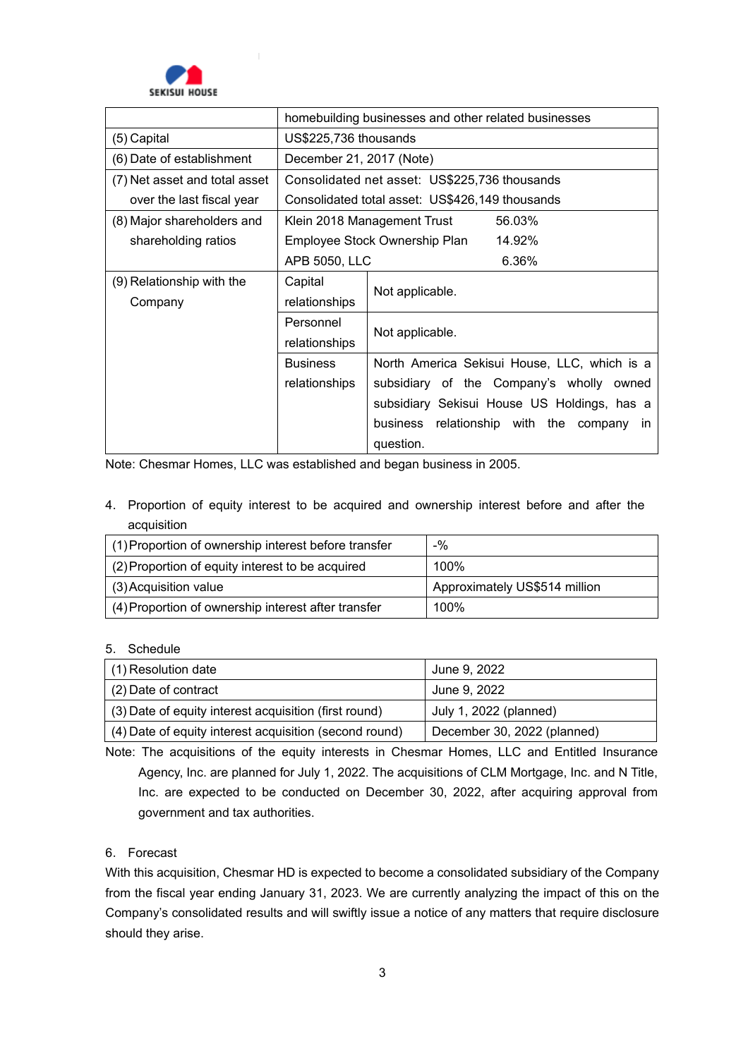| | | |
|---|---|---|
| | homebuilding businesses and other related businesses | |
| (5) Capital | US$225,736 thousands | |
| (6) Date of establishment | December 21, 2017 (Note) | |
| (7) Net asset and total asset over the last fiscal year | Consolidated net asset: US$225,736 thousands<br>Consolidated total asset: US$426,149 thousands | |
| (8) Major shareholders and shareholding ratios | Klein 2018 Management Trust 56.03%<br>Employee Stock Ownership Plan 14.92%<br>APB 5050, LLC 6.36% | |
| (9) Relationship with the Company | Capital relationships | Not applicable. |
| | Personnel relationships | Not applicable. |
| | Business relationships | North America Sekisui House, LLC, which is a subsidiary of the Company's wholly owned subsidiary Sekisui House US Holdings, has a business relationship with the company in question. |

Note: Chesmar Homes, LLC was established and began business in 2005.

4. Proportion of equity interest to be acquired and ownership interest before and after the acquisition

| | |
|---|---|
| (1) Proportion of ownership interest before transfer | -% |
| (2) Proportion of equity interest to be acquired | 100% |
| (3) Acquisition value | Approximately US$514 million |
| (4) Proportion of ownership interest after transfer | 100% |

5. Schedule

| | |
|---|---|
| (1) Resolution date | June 9, 2022 |
| (2) Date of contract | June 9, 2022 |
| (3) Date of equity interest acquisition (first round) | July 1, 2022 (planned) |
| (4) Date of equity interest acquisition (second round) | December 30, 2022 (planned) |

Note: The acquisitions of the equity interests in Chesmar Homes, LLC and Entitled Insurance Agency, Inc. are planned for July 1, 2022. The acquisitions of CLM Mortgage, Inc. and N Title, Inc. are expected to be conducted on December 30, 2022, after acquiring approval from government and tax authorities.

6. Forecast

With this acquisition, Chesmar HD is expected to become a consolidated subsidiary of the Company from the fiscal year ending January 31, 2023. We are currently analyzing the impact of this on the Company's consolidated results and will swiftly issue a notice of any matters that require disclosure should they arise.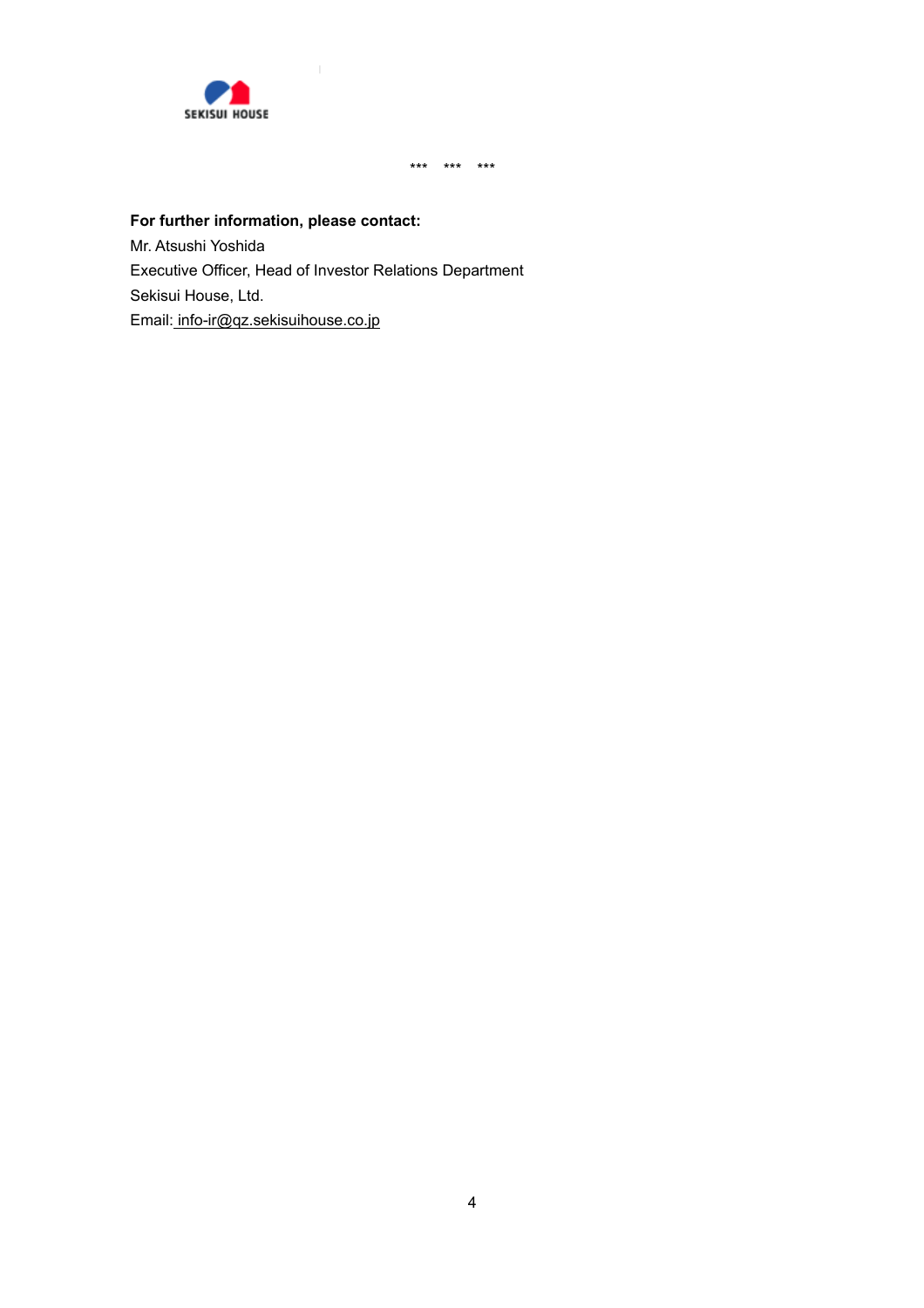SEKISUI HOUSE

\*\*\* \*\*\* \*\*\*

**For further information, please contact:**
Mr. Atsushi Yoshida
Executive Officer, Head of Investor Relations Department
Sekisui House, Ltd.
Email: info-ir@qz.sekisuihouse.co.jp